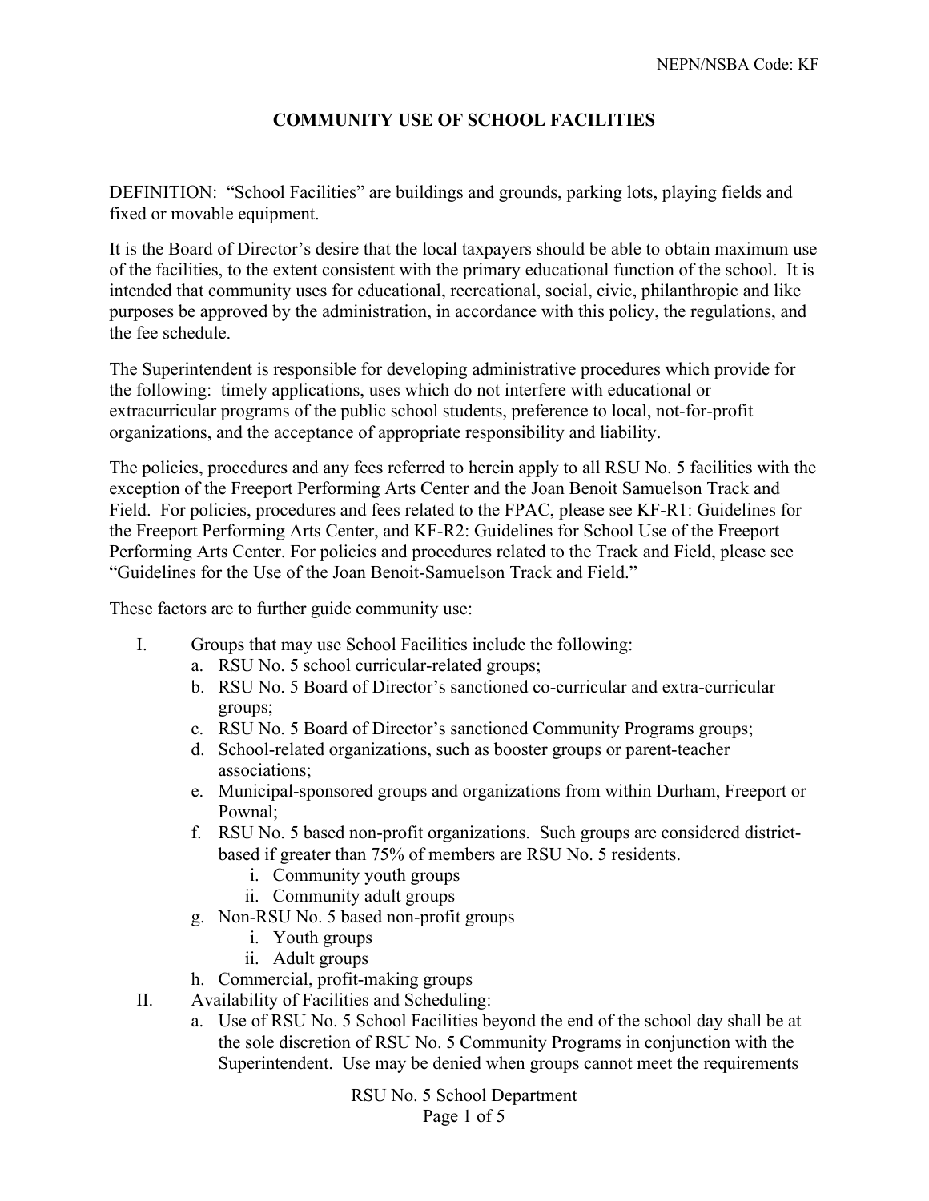# COMMUNITY USE OF SCHOOL FACILITIES

DEFINITION: "School Facilities" are buildings and grounds, parking lots, playing fields and fixed or movable equipment.

It is the Board of Director's desire that the local taxpayers should be able to obtain maximum use of the facilities, to the extent consistent with the primary educational function of the school. It is intended that community uses for educational, recreational, social, civic, philanthropic and like purposes be approved by the administration, in accordance with this policy, the regulations, and the fee schedule.

The Superintendent is responsible for developing administrative procedures which provide for the following: timely applications, uses which do not interfere with educational or extracurricular programs of the public school students, preference to local, not-for-profit organizations, and the acceptance of appropriate responsibility and liability.

The policies, procedures and any fees referred to herein apply to all RSU No. 5 facilities with the exception of the Freeport Performing Arts Center and the Joan Benoit Samuelson Track and Field. For policies, procedures and fees related to the FPAC, please see KF-R1: Guidelines for the Freeport Performing Arts Center, and KF-R2: Guidelines for School Use of the Freeport Performing Arts Center. For policies and procedures related to the Track and Field, please see "Guidelines for the Use of the Joan Benoit-Samuelson Track and Field."

These factors are to further guide community use:

I. Groups that may use School Facilities include the following:
   a. RSU No. 5 school curricular-related groups;
   b. RSU No. 5 Board of Director's sanctioned co-curricular and extra-curricular groups;
   c. RSU No. 5 Board of Director's sanctioned Community Programs groups;
   d. School-related organizations, such as booster groups or parent-teacher associations;
   e. Municipal-sponsored groups and organizations from within Durham, Freeport or Pownal;
   f. RSU No. 5 based non-profit organizations. Such groups are considered district-based if greater than 75% of members are RSU No. 5 residents.
      i. Community youth groups
      ii. Community adult groups
   g. Non-RSU No. 5 based non-profit groups
      i. Youth groups
      ii. Adult groups
   h. Commercial, profit-making groups

II. Availability of Facilities and Scheduling:
   a. Use of RSU No. 5 School Facilities beyond the end of the school day shall be at the sole discretion of RSU No. 5 Community Programs in conjunction with the Superintendent. Use may be denied when groups cannot meet the requirements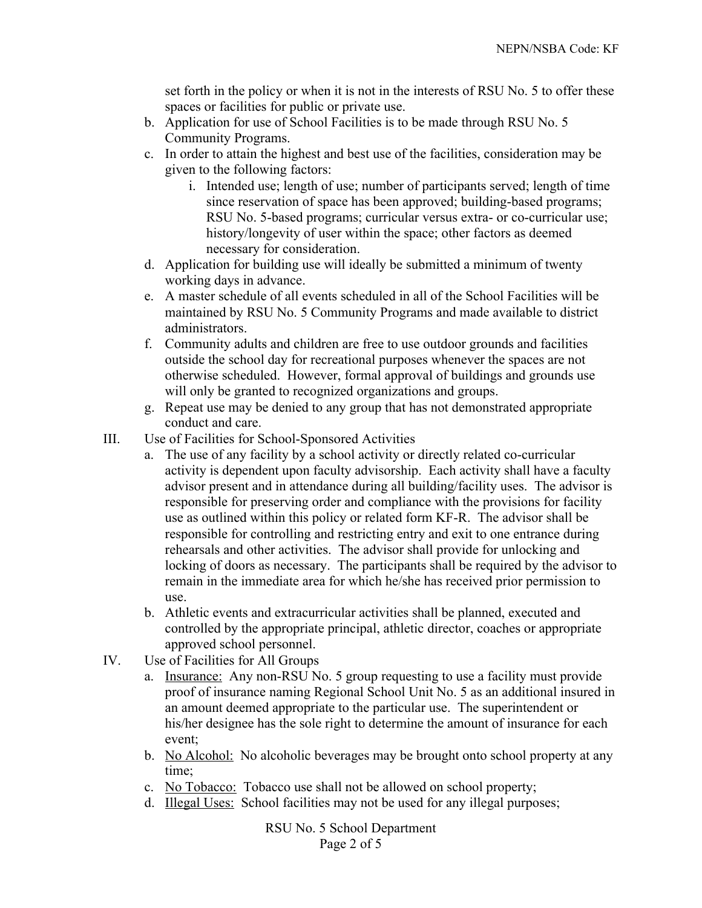set forth in the policy or when it is not in the interests of RSU No. 5 to offer these spaces or facilities for public or private use.

b. Application for use of School Facilities is to be made through RSU No. 5 Community Programs.
c. In order to attain the highest and best use of the facilities, consideration may be given to the following factors:
   i. Intended use; length of use; number of participants served; length of time since reservation of space has been approved; building-based programs; RSU No. 5-based programs; curricular versus extra- or co-curricular use; history/longevity of user within the space; other factors as deemed necessary for consideration.
d. Application for building use will ideally be submitted a minimum of twenty working days in advance.
e. A master schedule of all events scheduled in all of the School Facilities will be maintained by RSU No. 5 Community Programs and made available to district administrators.
f. Community adults and children are free to use outdoor grounds and facilities outside the school day for recreational purposes whenever the spaces are not otherwise scheduled. However, formal approval of buildings and grounds use will only be granted to recognized organizations and groups.
g. Repeat use may be denied to any group that has not demonstrated appropriate conduct and care.

III. Use of Facilities for School-Sponsored Activities

a. The use of any facility by a school activity or directly related co-curricular activity is dependent upon faculty advisorship. Each activity shall have a faculty advisor present and in attendance during all building/facility uses. The advisor is responsible for preserving order and compliance with the provisions for facility use as outlined within this policy or related form KF-R. The advisor shall be responsible for controlling and restricting entry and exit to one entrance during rehearsals and other activities. The advisor shall provide for unlocking and locking of doors as necessary. The participants shall be required by the advisor to remain in the immediate area for which he/she has received prior permission to use.
b. Athletic events and extracurricular activities shall be planned, executed and controlled by the appropriate principal, athletic director, coaches or appropriate approved school personnel.

IV. Use of Facilities for All Groups

a. <u>Insurance:</u> Any non-RSU No. 5 group requesting to use a facility must provide proof of insurance naming Regional School Unit No. 5 as an additional insured in an amount deemed appropriate to the particular use. The superintendent or his/her designee has the sole right to determine the amount of insurance for each event;
b. <u>No Alcohol:</u> No alcoholic beverages may be brought onto school property at any time;
c. <u>No Tobacco:</u> Tobacco use shall not be allowed on school property;
d. <u>Illegal Uses:</u> School facilities may not be used for any illegal purposes;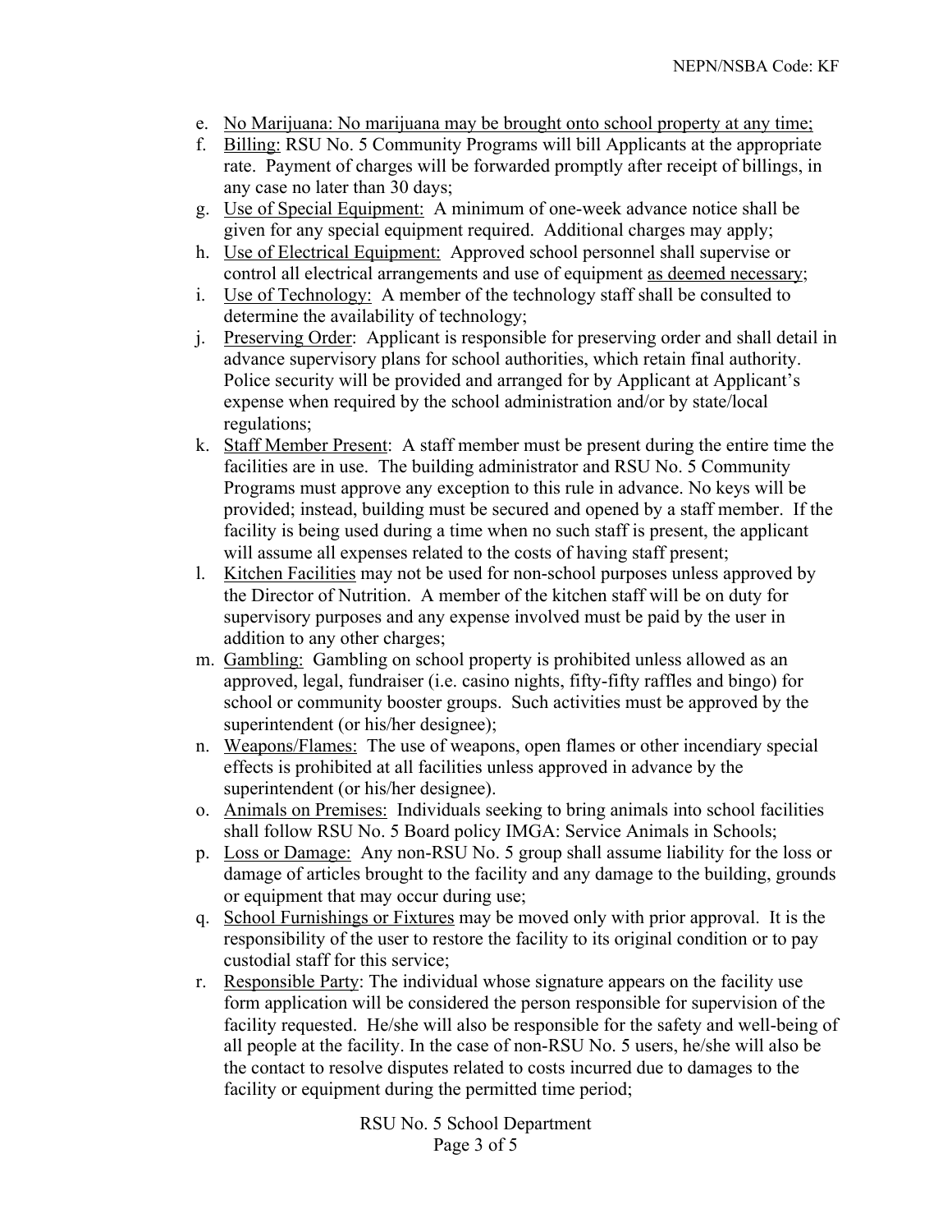e. <u>No Marijuana: No marijuana may be brought onto school property at any time;</u>
f. <u>Billing:</u> RSU No. 5 Community Programs will bill Applicants at the appropriate rate. Payment of charges will be forwarded promptly after receipt of billings, in any case no later than 30 days;
g. <u>Use of Special Equipment:</u> A minimum of one-week advance notice shall be given for any special equipment required. Additional charges may apply;
h. <u>Use of Electrical Equipment:</u> Approved school personnel shall supervise or control all electrical arrangements and use of equipment <u>as deemed necessary</u>;
i. <u>Use of Technology:</u> A member of the technology staff shall be consulted to determine the availability of technology;
j. <u>Preserving Order</u>: Applicant is responsible for preserving order and shall detail in advance supervisory plans for school authorities, which retain final authority. Police security will be provided and arranged for by Applicant at Applicant's expense when required by the school administration and/or by state/local regulations;
k. <u>Staff Member Present</u>: A staff member must be present during the entire time the facilities are in use. The building administrator and RSU No. 5 Community Programs must approve any exception to this rule in advance. No keys will be provided; instead, building must be secured and opened by a staff member. If the facility is being used during a time when no such staff is present, the applicant will assume all expenses related to the costs of having staff present;
l. <u>Kitchen Facilities</u> may not be used for non-school purposes unless approved by the Director of Nutrition. A member of the kitchen staff will be on duty for supervisory purposes and any expense involved must be paid by the user in addition to any other charges;
m. <u>Gambling:</u> Gambling on school property is prohibited unless allowed as an approved, legal, fundraiser (i.e. casino nights, fifty-fifty raffles and bingo) for school or community booster groups. Such activities must be approved by the superintendent (or his/her designee);
n. <u>Weapons/Flames:</u> The use of weapons, open flames or other incendiary special effects is prohibited at all facilities unless approved in advance by the superintendent (or his/her designee).
o. <u>Animals on Premises:</u> Individuals seeking to bring animals into school facilities shall follow RSU No. 5 Board policy IMGA: Service Animals in Schools;
p. <u>Loss or Damage:</u> Any non-RSU No. 5 group shall assume liability for the loss or damage of articles brought to the facility and any damage to the building, grounds or equipment that may occur during use;
q. <u>School Furnishings or Fixtures</u> may be moved only with prior approval. It is the responsibility of the user to restore the facility to its original condition or to pay custodial staff for this service;
r. <u>Responsible Party</u>: The individual whose signature appears on the facility use form application will be considered the person responsible for supervision of the facility requested. He/she will also be responsible for the safety and well-being of all people at the facility. In the case of non-RSU No. 5 users, he/she will also be the contact to resolve disputes related to costs incurred due to damages to the facility or equipment during the permitted time period;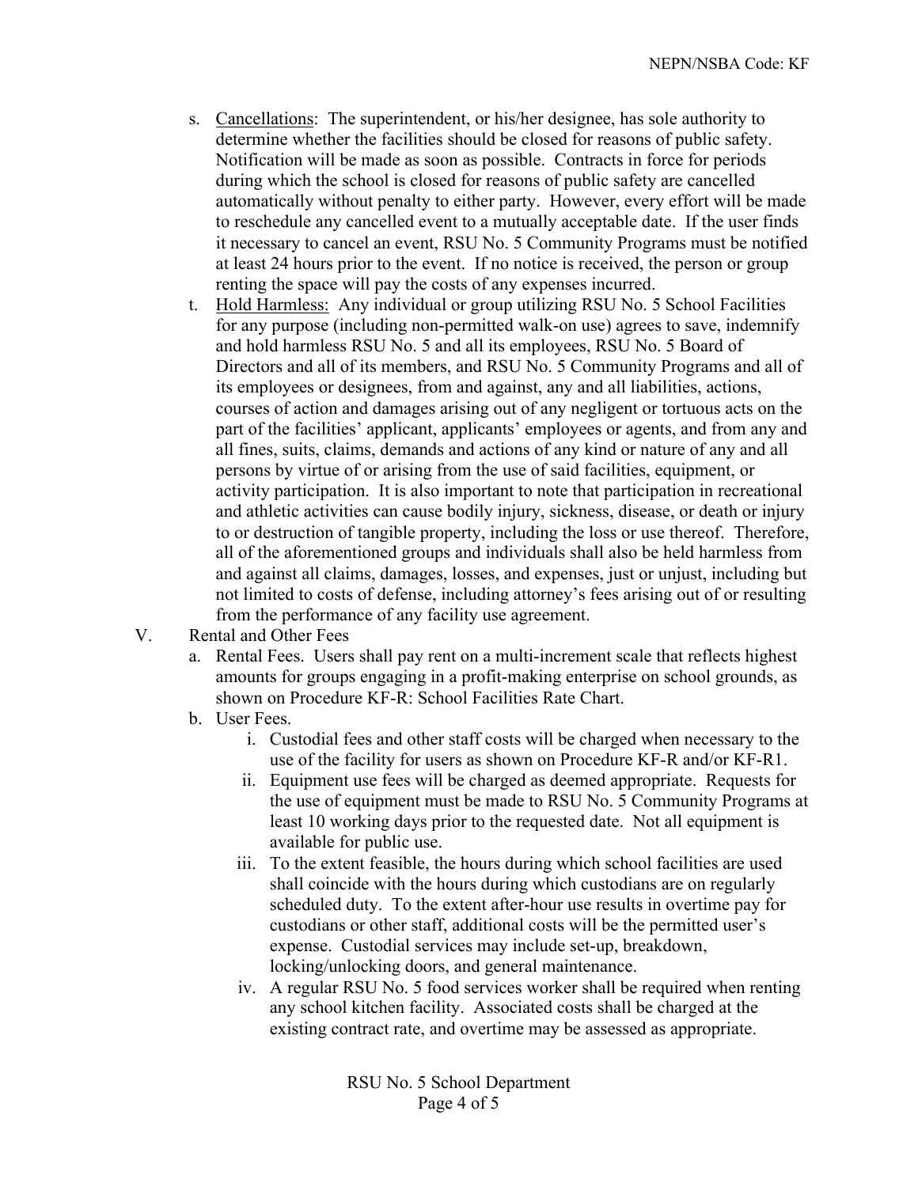s. <u>Cancellations</u>: The superintendent, or his/her designee, has sole authority to determine whether the facilities should be closed for reasons of public safety. Notification will be made as soon as possible. Contracts in force for periods during which the school is closed for reasons of public safety are cancelled automatically without penalty to either party. However, every effort will be made to reschedule any cancelled event to a mutually acceptable date. If the user finds it necessary to cancel an event, RSU No. 5 Community Programs must be notified at least 24 hours prior to the event. If no notice is received, the person or group renting the space will pay the costs of any expenses incurred.

t. <u>Hold Harmless:</u> Any individual or group utilizing RSU No. 5 School Facilities for any purpose (including non-permitted walk-on use) agrees to save, indemnify and hold harmless RSU No. 5 and all its employees, RSU No. 5 Board of Directors and all of its members, and RSU No. 5 Community Programs and all of its employees or designees, from and against, any and all liabilities, actions, courses of action and damages arising out of any negligent or tortuous acts on the part of the facilities' applicant, applicants' employees or agents, and from any and all fines, suits, claims, demands and actions of any kind or nature of any and all persons by virtue of or arising from the use of said facilities, equipment, or activity participation. It is also important to note that participation in recreational and athletic activities can cause bodily injury, sickness, disease, or death or injury to or destruction of tangible property, including the loss or use thereof. Therefore, all of the aforementioned groups and individuals shall also be held harmless from and against all claims, damages, losses, and expenses, just or unjust, including but not limited to costs of defense, including attorney's fees arising out of or resulting from the performance of any facility use agreement.

V. Rental and Other Fees

a. Rental Fees. Users shall pay rent on a multi-increment scale that reflects highest amounts for groups engaging in a profit-making enterprise on school grounds, as shown on Procedure KF-R: School Facilities Rate Chart.

b. User Fees.

  i. Custodial fees and other staff costs will be charged when necessary to the use of the facility for users as shown on Procedure KF-R and/or KF-R1.

  ii. Equipment use fees will be charged as deemed appropriate. Requests for the use of equipment must be made to RSU No. 5 Community Programs at least 10 working days prior to the requested date. Not all equipment is available for public use.

  iii. To the extent feasible, the hours during which school facilities are used shall coincide with the hours during which custodians are on regularly scheduled duty. To the extent after-hour use results in overtime pay for custodians or other staff, additional costs will be the permitted user's expense. Custodial services may include set-up, breakdown, locking/unlocking doors, and general maintenance.

  iv. A regular RSU No. 5 food services worker shall be required when renting any school kitchen facility. Associated costs shall be charged at the existing contract rate, and overtime may be assessed as appropriate.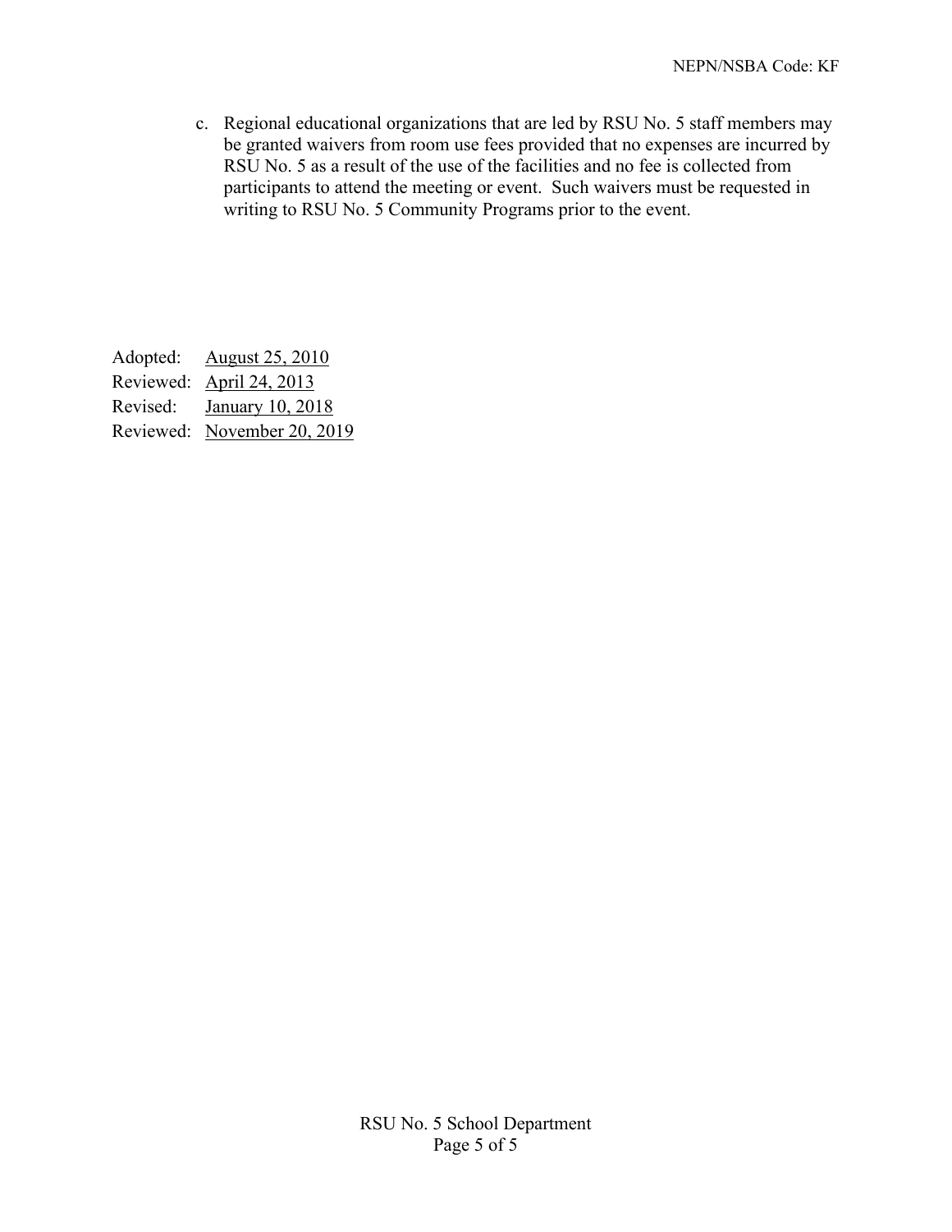c. Regional educational organizations that are led by RSU No. 5 staff members may be granted waivers from room use fees provided that no expenses are incurred by RSU No. 5 as a result of the use of the facilities and no fee is collected from participants to attend the meeting or event. Such waivers must be requested in writing to RSU No. 5 Community Programs prior to the event.

Adopted: August 25, 2010
Reviewed: April 24, 2013
Revised: January 10, 2018
Reviewed: November 20, 2019